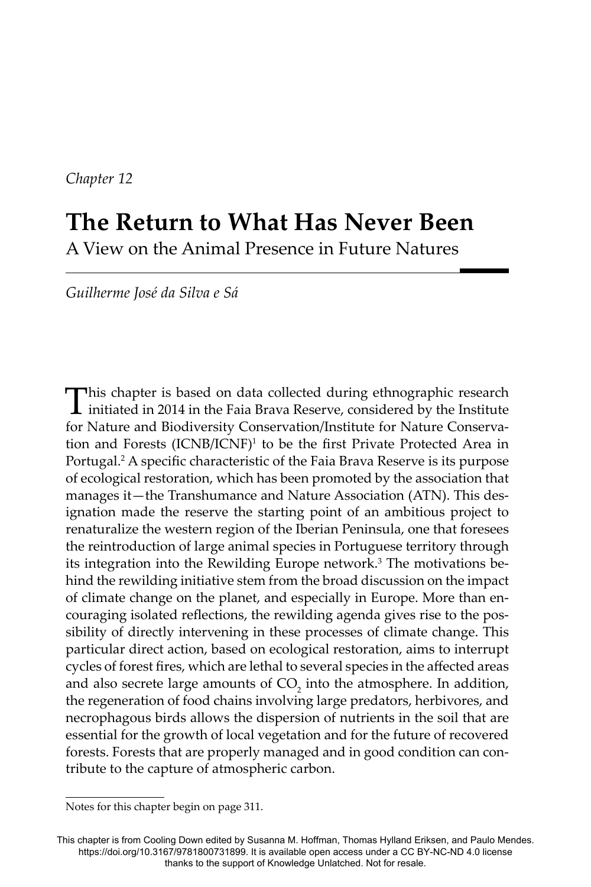*Chapter 12*

# The Return to What Has Never Been

## A View on the Animal Presence in Future Natures

*Guilherme José da Silva e Sá*

This chapter is based on data collected during ethnographic research initiated in 2014 in the Faia Brava Reserve, considered by the Institute for Nature and Biodiversity Conservation/Institute for Nature Conservation and Forests (ICNB/ICNF)[1] to be the first Private Protected Area in Portugal.[2] A specific characteristic of the Faia Brava Reserve is its purpose of ecological restoration, which has been promoted by the association that manages it—the Transhumance and Nature Association (ATN). This designation made the reserve the starting point of an ambitious project to renaturalize the western region of the Iberian Peninsula, one that foresees the reintroduction of large animal species in Portuguese territory through its integration into the Rewilding Europe network.[3] The motivations behind the rewilding initiative stem from the broad discussion on the impact of climate change on the planet, and especially in Europe. More than encouraging isolated reflections, the rewilding agenda gives rise to the possibility of directly intervening in these processes of climate change. This particular direct action, based on ecological restoration, aims to interrupt cycles of forest fires, which are lethal to several species in the affected areas and also secrete large amounts of $CO_2$ into the atmosphere. In addition, the regeneration of food chains involving large predators, herbivores, and necrophagous birds allows the dispersion of nutrients in the soil that are essential for the growth of local vegetation and for the future of recovered forests. Forests that are properly managed and in good condition can contribute to the capture of atmospheric carbon.

Notes for this chapter begin on page 311.

This chapter is from Cooling Down edited by Susanna M. Hoffman, Thomas Hylland Eriksen, and Paulo Mendes. https://doi.org/10.3167/9781800731899. It is available open access under a CC BY-NC-ND 4.0 license thanks to the support of Knowledge Unlatched. Not for resale.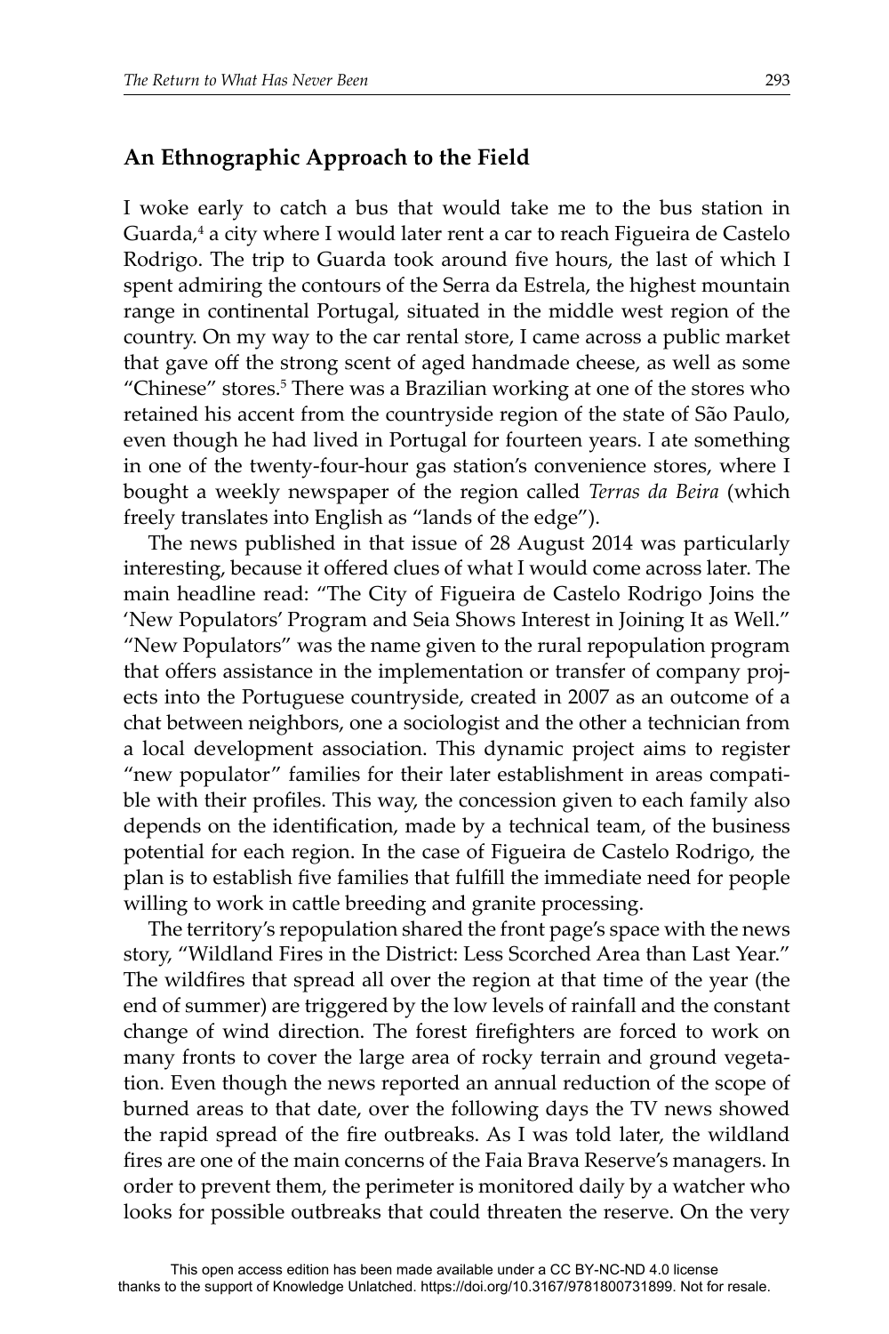## An Ethnographic Approach to the Field

I woke early to catch a bus that would take me to the bus station in Guarda,[4] a city where I would later rent a car to reach Figueira de Castelo Rodrigo. The trip to Guarda took around five hours, the last of which I spent admiring the contours of the Serra da Estrela, the highest mountain range in continental Portugal, situated in the middle west region of the country. On my way to the car rental store, I came across a public market that gave off the strong scent of aged handmade cheese, as well as some "Chinese" stores.[5] There was a Brazilian working at one of the stores who retained his accent from the countryside region of the state of São Paulo, even though he had lived in Portugal for fourteen years. I ate something in one of the twenty-four-hour gas station's convenience stores, where I bought a weekly newspaper of the region called *Terras da Beira* (which freely translates into English as "lands of the edge").

The news published in that issue of 28 August 2014 was particularly interesting, because it offered clues of what I would come across later. The main headline read: "The City of Figueira de Castelo Rodrigo Joins the 'New Populators' Program and Seia Shows Interest in Joining It as Well." "New Populators" was the name given to the rural repopulation program that offers assistance in the implementation or transfer of company projects into the Portuguese countryside, created in 2007 as an outcome of a chat between neighbors, one a sociologist and the other a technician from a local development association. This dynamic project aims to register "new populator" families for their later establishment in areas compatible with their profiles. This way, the concession given to each family also depends on the identification, made by a technical team, of the business potential for each region. In the case of Figueira de Castelo Rodrigo, the plan is to establish five families that fulfill the immediate need for people willing to work in cattle breeding and granite processing.

The territory's repopulation shared the front page's space with the news story, "Wildland Fires in the District: Less Scorched Area than Last Year." The wildfires that spread all over the region at that time of the year (the end of summer) are triggered by the low levels of rainfall and the constant change of wind direction. The forest firefighters are forced to work on many fronts to cover the large area of rocky terrain and ground vegetation. Even though the news reported an annual reduction of the scope of burned areas to that date, over the following days the TV news showed the rapid spread of the fire outbreaks. As I was told later, the wildland fires are one of the main concerns of the Faia Brava Reserve's managers. In order to prevent them, the perimeter is monitored daily by a watcher who looks for possible outbreaks that could threaten the reserve. On the very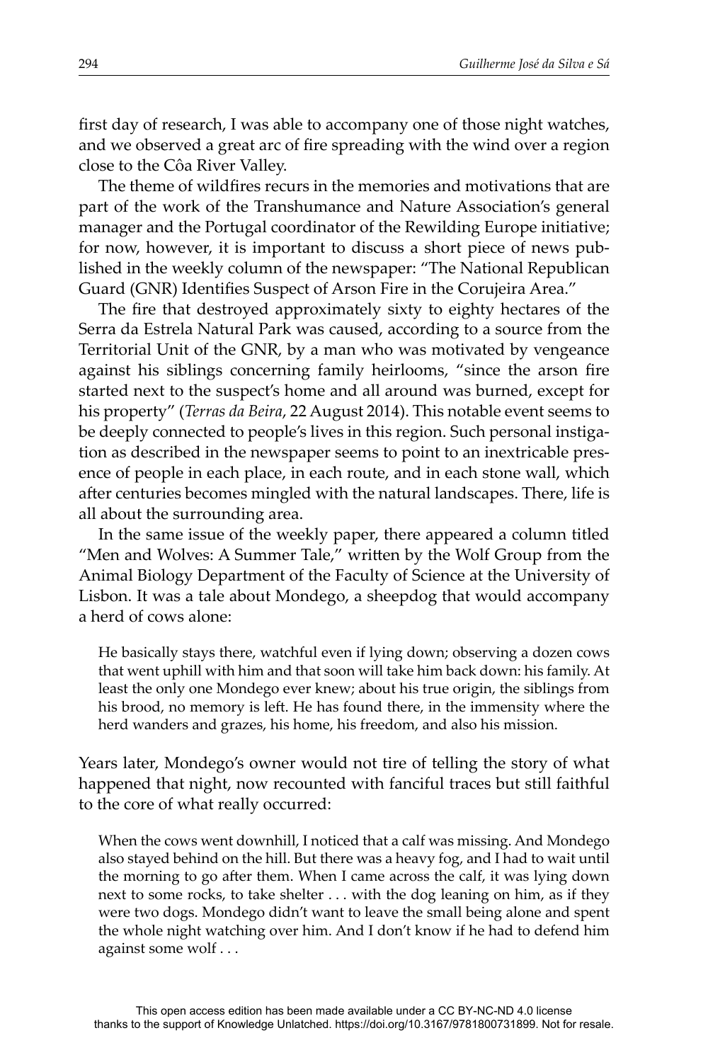first day of research, I was able to accompany one of those night watches, and we observed a great arc of fire spreading with the wind over a region close to the Côa River Valley.

The theme of wildfires recurs in the memories and motivations that are part of the work of the Transhumance and Nature Association's general manager and the Portugal coordinator of the Rewilding Europe initiative; for now, however, it is important to discuss a short piece of news published in the weekly column of the newspaper: "The National Republican Guard (GNR) Identifies Suspect of Arson Fire in the Corujeira Area."

The fire that destroyed approximately sixty to eighty hectares of the Serra da Estrela Natural Park was caused, according to a source from the Territorial Unit of the GNR, by a man who was motivated by vengeance against his siblings concerning family heirlooms, "since the arson fire started next to the suspect's home and all around was burned, except for his property" (*Terras da Beira*, 22 August 2014). This notable event seems to be deeply connected to people's lives in this region. Such personal instigation as described in the newspaper seems to point to an inextricable presence of people in each place, in each route, and in each stone wall, which after centuries becomes mingled with the natural landscapes. There, life is all about the surrounding area.

In the same issue of the weekly paper, there appeared a column titled "Men and Wolves: A Summer Tale," written by the Wolf Group from the Animal Biology Department of the Faculty of Science at the University of Lisbon. It was a tale about Mondego, a sheepdog that would accompany a herd of cows alone:

> He basically stays there, watchful even if lying down; observing a dozen cows that went uphill with him and that soon will take him back down: his family. At least the only one Mondego ever knew; about his true origin, the siblings from his brood, no memory is left. He has found there, in the immensity where the herd wanders and grazes, his home, his freedom, and also his mission.

Years later, Mondego's owner would not tire of telling the story of what happened that night, now recounted with fanciful traces but still faithful to the core of what really occurred:

> When the cows went downhill, I noticed that a calf was missing. And Mondego also stayed behind on the hill. But there was a heavy fog, and I had to wait until the morning to go after them. When I came across the calf, it was lying down next to some rocks, to take shelter . . . with the dog leaning on him, as if they were two dogs. Mondego didn't want to leave the small being alone and spent the whole night watching over him. And I don't know if he had to defend him against some wolf . . .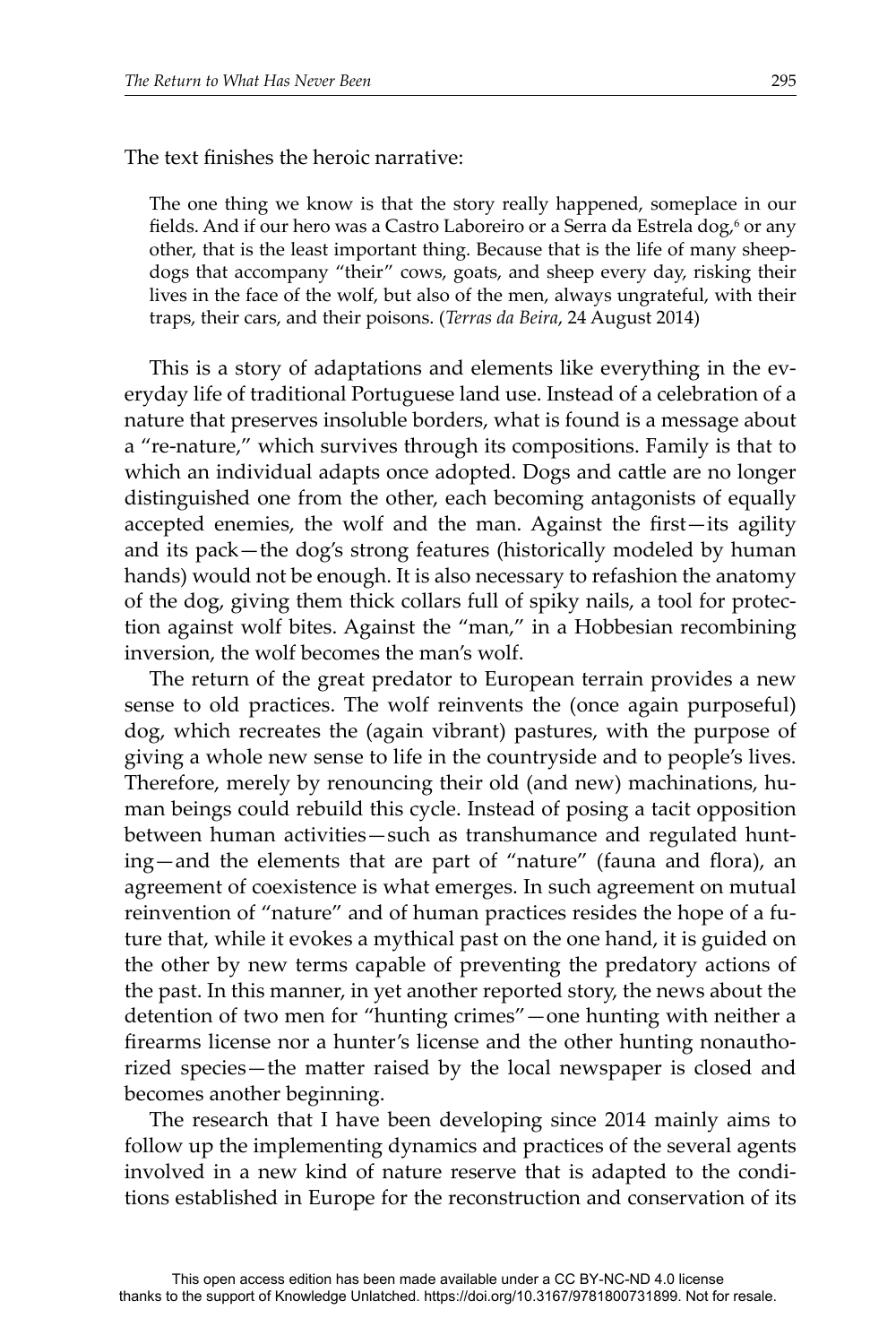The text finishes the heroic narrative:

> The one thing we know is that the story really happened, someplace in our fields. And if our hero was a Castro Laboreiro or a Serra da Estrela dog,[6] or any other, that is the least important thing. Because that is the life of many sheepdogs that accompany "their" cows, goats, and sheep every day, risking their lives in the face of the wolf, but also of the men, always ungrateful, with their traps, their cars, and their poisons. (*Terras da Beira*, 24 August 2014)

This is a story of adaptations and elements like everything in the everyday life of traditional Portuguese land use. Instead of a celebration of a nature that preserves insoluble borders, what is found is a message about a "re-nature," which survives through its compositions. Family is that to which an individual adapts once adopted. Dogs and cattle are no longer distinguished one from the other, each becoming antagonists of equally accepted enemies, the wolf and the man. Against the first—its agility and its pack—the dog's strong features (historically modeled by human hands) would not be enough. It is also necessary to refashion the anatomy of the dog, giving them thick collars full of spiky nails, a tool for protection against wolf bites. Against the "man," in a Hobbesian recombining inversion, the wolf becomes the man's wolf.

The return of the great predator to European terrain provides a new sense to old practices. The wolf reinvents the (once again purposeful) dog, which recreates the (again vibrant) pastures, with the purpose of giving a whole new sense to life in the countryside and to people's lives. Therefore, merely by renouncing their old (and new) machinations, human beings could rebuild this cycle. Instead of posing a tacit opposition between human activities—such as transhumance and regulated hunting—and the elements that are part of "nature" (fauna and flora), an agreement of coexistence is what emerges. In such agreement on mutual reinvention of "nature" and of human practices resides the hope of a future that, while it evokes a mythical past on the one hand, it is guided on the other by new terms capable of preventing the predatory actions of the past. In this manner, in yet another reported story, the news about the detention of two men for "hunting crimes"—one hunting with neither a firearms license nor a hunter's license and the other hunting nonauthorized species—the matter raised by the local newspaper is closed and becomes another beginning.

The research that I have been developing since 2014 mainly aims to follow up the implementing dynamics and practices of the several agents involved in a new kind of nature reserve that is adapted to the conditions established in Europe for the reconstruction and conservation of its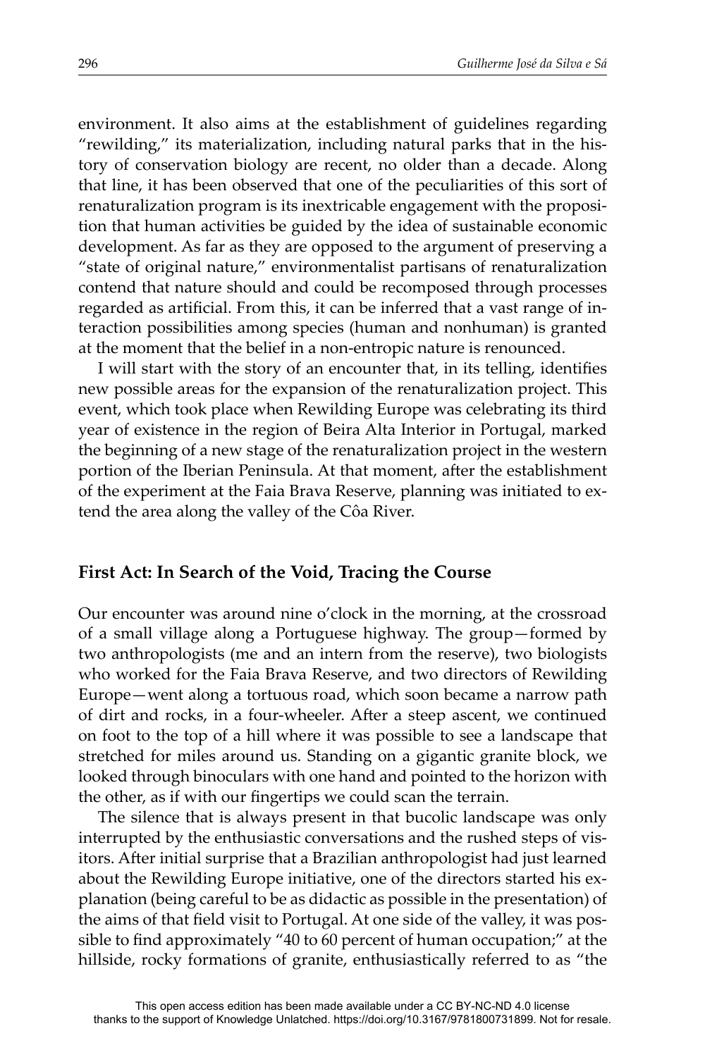environment. It also aims at the establishment of guidelines regarding "rewilding," its materialization, including natural parks that in the history of conservation biology are recent, no older than a decade. Along that line, it has been observed that one of the peculiarities of this sort of renaturalization program is its inextricable engagement with the proposition that human activities be guided by the idea of sustainable economic development. As far as they are opposed to the argument of preserving a "state of original nature," environmentalist partisans of renaturalization contend that nature should and could be recomposed through processes regarded as artificial. From this, it can be inferred that a vast range of interaction possibilities among species (human and nonhuman) is granted at the moment that the belief in a non-entropic nature is renounced.

I will start with the story of an encounter that, in its telling, identifies new possible areas for the expansion of the renaturalization project. This event, which took place when Rewilding Europe was celebrating its third year of existence in the region of Beira Alta Interior in Portugal, marked the beginning of a new stage of the renaturalization project in the western portion of the Iberian Peninsula. At that moment, after the establishment of the experiment at the Faia Brava Reserve, planning was initiated to extend the area along the valley of the Côa River.

## First Act: In Search of the Void, Tracing the Course

Our encounter was around nine o'clock in the morning, at the crossroad of a small village along a Portuguese highway. The group—formed by two anthropologists (me and an intern from the reserve), two biologists who worked for the Faia Brava Reserve, and two directors of Rewilding Europe—went along a tortuous road, which soon became a narrow path of dirt and rocks, in a four-wheeler. After a steep ascent, we continued on foot to the top of a hill where it was possible to see a landscape that stretched for miles around us. Standing on a gigantic granite block, we looked through binoculars with one hand and pointed to the horizon with the other, as if with our fingertips we could scan the terrain.

The silence that is always present in that bucolic landscape was only interrupted by the enthusiastic conversations and the rushed steps of visitors. After initial surprise that a Brazilian anthropologist had just learned about the Rewilding Europe initiative, one of the directors started his explanation (being careful to be as didactic as possible in the presentation) of the aims of that field visit to Portugal. At one side of the valley, it was possible to find approximately "40 to 60 percent of human occupation;" at the hillside, rocky formations of granite, enthusiastically referred to as "the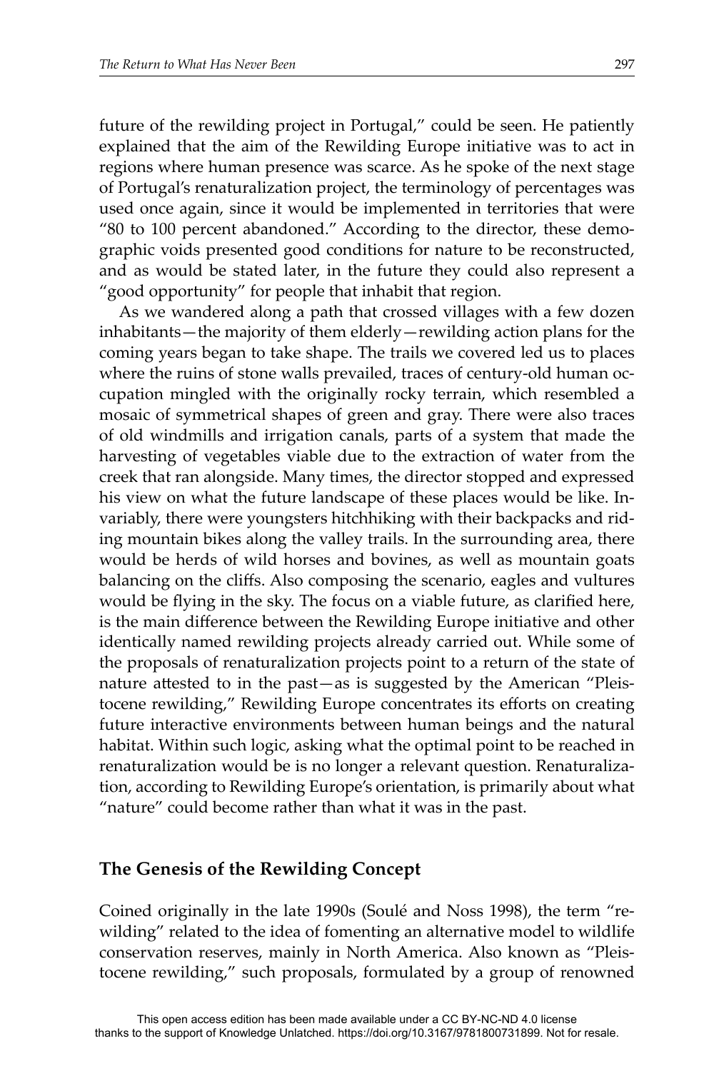future of the rewilding project in Portugal," could be seen. He patiently explained that the aim of the Rewilding Europe initiative was to act in regions where human presence was scarce. As he spoke of the next stage of Portugal's renaturalization project, the terminology of percentages was used once again, since it would be implemented in territories that were "80 to 100 percent abandoned." According to the director, these demographic voids presented good conditions for nature to be reconstructed, and as would be stated later, in the future they could also represent a "good opportunity" for people that inhabit that region.

As we wandered along a path that crossed villages with a few dozen inhabitants—the majority of them elderly—rewilding action plans for the coming years began to take shape. The trails we covered led us to places where the ruins of stone walls prevailed, traces of century-old human occupation mingled with the originally rocky terrain, which resembled a mosaic of symmetrical shapes of green and gray. There were also traces of old windmills and irrigation canals, parts of a system that made the harvesting of vegetables viable due to the extraction of water from the creek that ran alongside. Many times, the director stopped and expressed his view on what the future landscape of these places would be like. Invariably, there were youngsters hitchhiking with their backpacks and riding mountain bikes along the valley trails. In the surrounding area, there would be herds of wild horses and bovines, as well as mountain goats balancing on the cliffs. Also composing the scenario, eagles and vultures would be flying in the sky. The focus on a viable future, as clarified here, is the main difference between the Rewilding Europe initiative and other identically named rewilding projects already carried out. While some of the proposals of renaturalization projects point to a return of the state of nature attested to in the past—as is suggested by the American "Pleistocene rewilding," Rewilding Europe concentrates its efforts on creating future interactive environments between human beings and the natural habitat. Within such logic, asking what the optimal point to be reached in renaturalization would be is no longer a relevant question. Renaturalization, according to Rewilding Europe's orientation, is primarily about what "nature" could become rather than what it was in the past.

## The Genesis of the Rewilding Concept

Coined originally in the late 1990s (Soulé and Noss 1998), the term "rewilding" related to the idea of fomenting an alternative model to wildlife conservation reserves, mainly in North America. Also known as "Pleistocene rewilding," such proposals, formulated by a group of renowned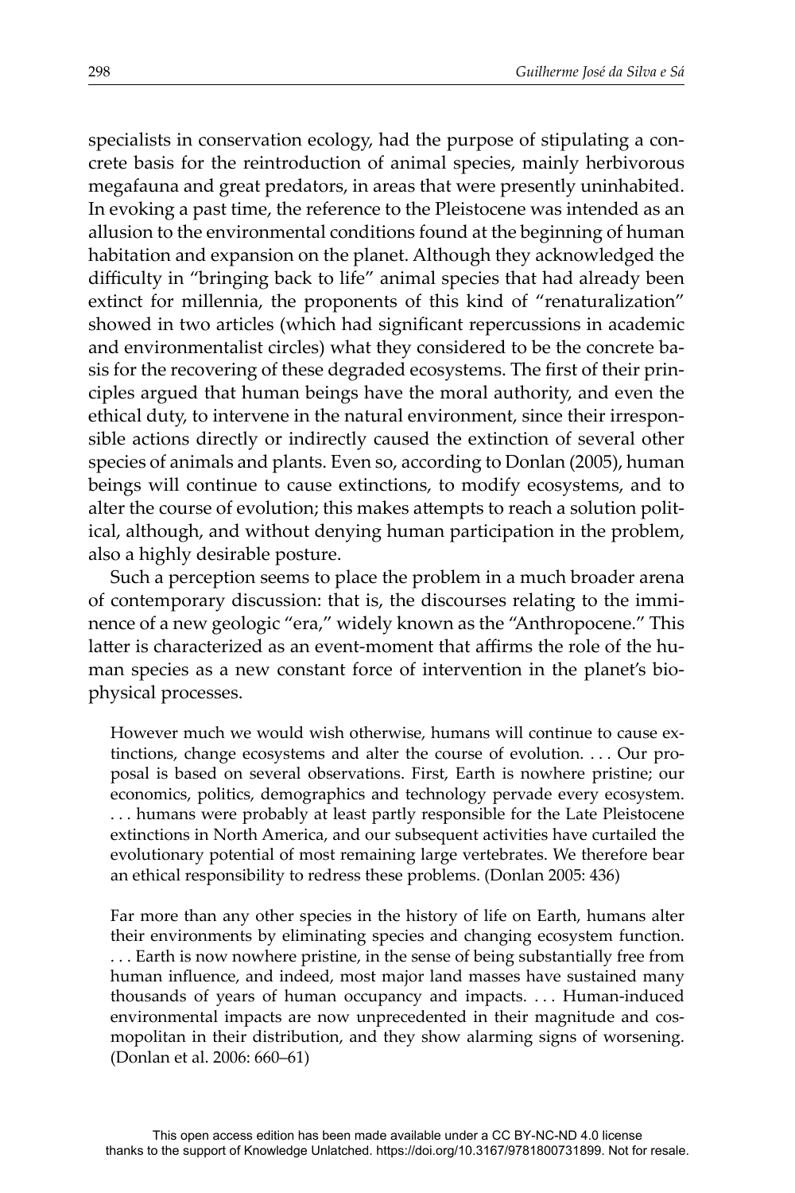specialists in conservation ecology, had the purpose of stipulating a concrete basis for the reintroduction of animal species, mainly herbivorous megafauna and great predators, in areas that were presently uninhabited. In evoking a past time, the reference to the Pleistocene was intended as an allusion to the environmental conditions found at the beginning of human habitation and expansion on the planet. Although they acknowledged the difficulty in "bringing back to life" animal species that had already been extinct for millennia, the proponents of this kind of "renaturalization" showed in two articles (which had significant repercussions in academic and environmentalist circles) what they considered to be the concrete basis for the recovering of these degraded ecosystems. The first of their principles argued that human beings have the moral authority, and even the ethical duty, to intervene in the natural environment, since their irresponsible actions directly or indirectly caused the extinction of several other species of animals and plants. Even so, according to Donlan (2005), human beings will continue to cause extinctions, to modify ecosystems, and to alter the course of evolution; this makes attempts to reach a solution political, although, and without denying human participation in the problem, also a highly desirable posture.

Such a perception seems to place the problem in a much broader arena of contemporary discussion: that is, the discourses relating to the imminence of a new geologic "era," widely known as the "Anthropocene." This latter is characterized as an event-moment that affirms the role of the human species as a new constant force of intervention in the planet's biophysical processes.

> However much we would wish otherwise, humans will continue to cause extinctions, change ecosystems and alter the course of evolution. . . . Our proposal is based on several observations. First, Earth is nowhere pristine; our economics, politics, demographics and technology pervade every ecosystem. . . . humans were probably at least partly responsible for the Late Pleistocene extinctions in North America, and our subsequent activities have curtailed the evolutionary potential of most remaining large vertebrates. We therefore bear an ethical responsibility to redress these problems. (Donlan 2005: 436)

> Far more than any other species in the history of life on Earth, humans alter their environments by eliminating species and changing ecosystem function. . . . Earth is now nowhere pristine, in the sense of being substantially free from human influence, and indeed, most major land masses have sustained many thousands of years of human occupancy and impacts. . . . Human-induced environmental impacts are now unprecedented in their magnitude and cosmopolitan in their distribution, and they show alarming signs of worsening. (Donlan et al. 2006: 660–61)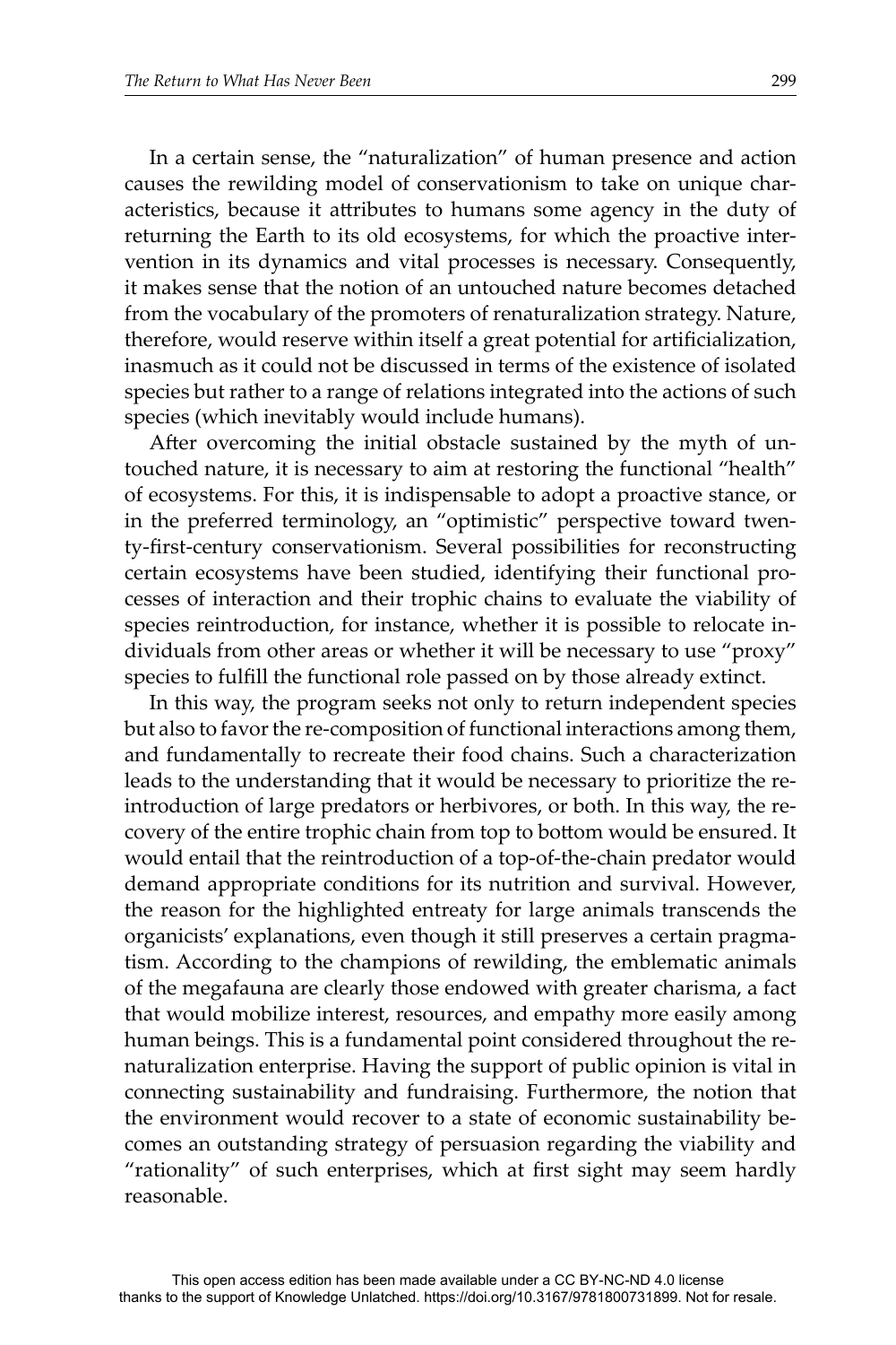In a certain sense, the "naturalization" of human presence and action causes the rewilding model of conservationism to take on unique characteristics, because it attributes to humans some agency in the duty of returning the Earth to its old ecosystems, for which the proactive intervention in its dynamics and vital processes is necessary. Consequently, it makes sense that the notion of an untouched nature becomes detached from the vocabulary of the promoters of renaturalization strategy. Nature, therefore, would reserve within itself a great potential for artificialization, inasmuch as it could not be discussed in terms of the existence of isolated species but rather to a range of relations integrated into the actions of such species (which inevitably would include humans).

After overcoming the initial obstacle sustained by the myth of untouched nature, it is necessary to aim at restoring the functional "health" of ecosystems. For this, it is indispensable to adopt a proactive stance, or in the preferred terminology, an "optimistic" perspective toward twenty-first-century conservationism. Several possibilities for reconstructing certain ecosystems have been studied, identifying their functional processes of interaction and their trophic chains to evaluate the viability of species reintroduction, for instance, whether it is possible to relocate individuals from other areas or whether it will be necessary to use "proxy" species to fulfill the functional role passed on by those already extinct.

In this way, the program seeks not only to return independent species but also to favor the re-composition of functional interactions among them, and fundamentally to recreate their food chains. Such a characterization leads to the understanding that it would be necessary to prioritize the reintroduction of large predators or herbivores, or both. In this way, the recovery of the entire trophic chain from top to bottom would be ensured. It would entail that the reintroduction of a top-of-the-chain predator would demand appropriate conditions for its nutrition and survival. However, the reason for the highlighted entreaty for large animals transcends the organicists' explanations, even though it still preserves a certain pragmatism. According to the champions of rewilding, the emblematic animals of the megafauna are clearly those endowed with greater charisma, a fact that would mobilize interest, resources, and empathy more easily among human beings. This is a fundamental point considered throughout the renaturalization enterprise. Having the support of public opinion is vital in connecting sustainability and fundraising. Furthermore, the notion that the environment would recover to a state of economic sustainability becomes an outstanding strategy of persuasion regarding the viability and "rationality" of such enterprises, which at first sight may seem hardly reasonable.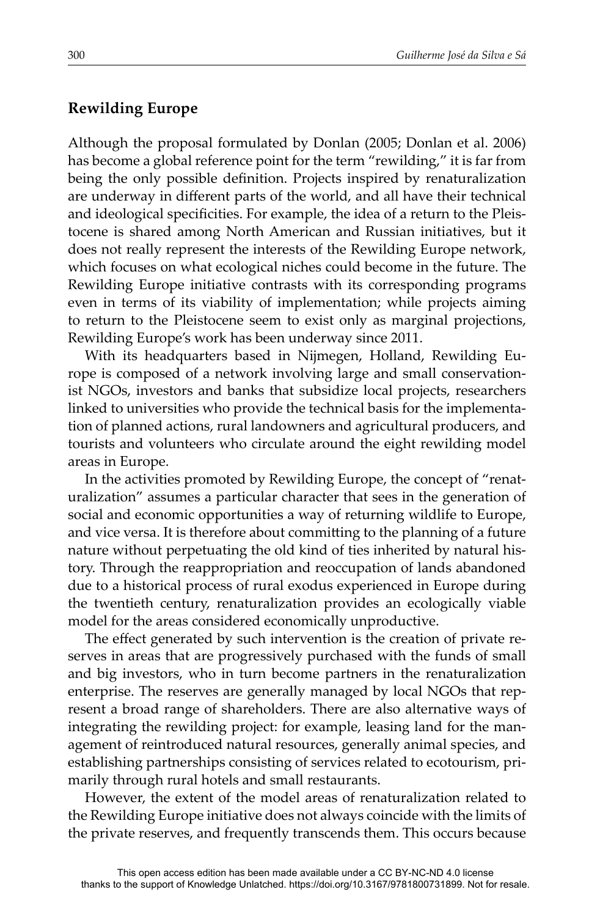## Rewilding Europe

Although the proposal formulated by Donlan (2005; Donlan et al. 2006) has become a global reference point for the term "rewilding," it is far from being the only possible definition. Projects inspired by renaturalization are underway in different parts of the world, and all have their technical and ideological specificities. For example, the idea of a return to the Pleistocene is shared among North American and Russian initiatives, but it does not really represent the interests of the Rewilding Europe network, which focuses on what ecological niches could become in the future. The Rewilding Europe initiative contrasts with its corresponding programs even in terms of its viability of implementation; while projects aiming to return to the Pleistocene seem to exist only as marginal projections, Rewilding Europe's work has been underway since 2011.

With its headquarters based in Nijmegen, Holland, Rewilding Europe is composed of a network involving large and small conservationist NGOs, investors and banks that subsidize local projects, researchers linked to universities who provide the technical basis for the implementation of planned actions, rural landowners and agricultural producers, and tourists and volunteers who circulate around the eight rewilding model areas in Europe.

In the activities promoted by Rewilding Europe, the concept of "renaturalization" assumes a particular character that sees in the generation of social and economic opportunities a way of returning wildlife to Europe, and vice versa. It is therefore about committing to the planning of a future nature without perpetuating the old kind of ties inherited by natural history. Through the reappropriation and reoccupation of lands abandoned due to a historical process of rural exodus experienced in Europe during the twentieth century, renaturalization provides an ecologically viable model for the areas considered economically unproductive.

The effect generated by such intervention is the creation of private reserves in areas that are progressively purchased with the funds of small and big investors, who in turn become partners in the renaturalization enterprise. The reserves are generally managed by local NGOs that represent a broad range of shareholders. There are also alternative ways of integrating the rewilding project: for example, leasing land for the management of reintroduced natural resources, generally animal species, and establishing partnerships consisting of services related to ecotourism, primarily through rural hotels and small restaurants.

However, the extent of the model areas of renaturalization related to the Rewilding Europe initiative does not always coincide with the limits of the private reserves, and frequently transcends them. This occurs because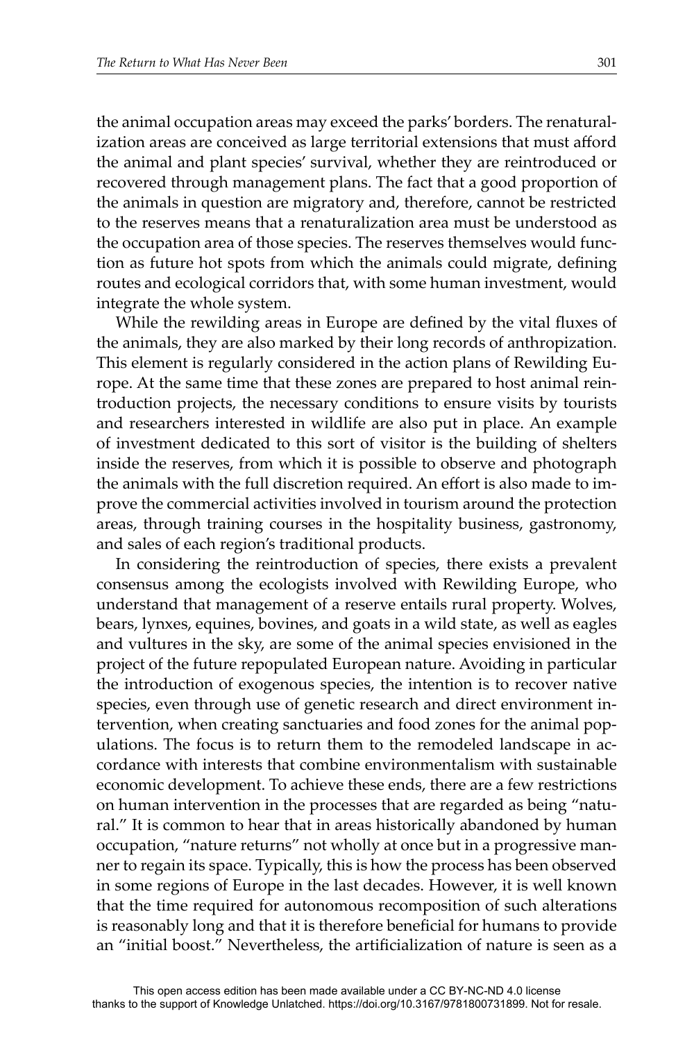the animal occupation areas may exceed the parks' borders. The renaturalization areas are conceived as large territorial extensions that must afford the animal and plant species' survival, whether they are reintroduced or recovered through management plans. The fact that a good proportion of the animals in question are migratory and, therefore, cannot be restricted to the reserves means that a renaturalization area must be understood as the occupation area of those species. The reserves themselves would function as future hot spots from which the animals could migrate, defining routes and ecological corridors that, with some human investment, would integrate the whole system.

While the rewilding areas in Europe are defined by the vital fluxes of the animals, they are also marked by their long records of anthropization. This element is regularly considered in the action plans of Rewilding Europe. At the same time that these zones are prepared to host animal reintroduction projects, the necessary conditions to ensure visits by tourists and researchers interested in wildlife are also put in place. An example of investment dedicated to this sort of visitor is the building of shelters inside the reserves, from which it is possible to observe and photograph the animals with the full discretion required. An effort is also made to improve the commercial activities involved in tourism around the protection areas, through training courses in the hospitality business, gastronomy, and sales of each region's traditional products.

In considering the reintroduction of species, there exists a prevalent consensus among the ecologists involved with Rewilding Europe, who understand that management of a reserve entails rural property. Wolves, bears, lynxes, equines, bovines, and goats in a wild state, as well as eagles and vultures in the sky, are some of the animal species envisioned in the project of the future repopulated European nature. Avoiding in particular the introduction of exogenous species, the intention is to recover native species, even through use of genetic research and direct environment intervention, when creating sanctuaries and food zones for the animal populations. The focus is to return them to the remodeled landscape in accordance with interests that combine environmentalism with sustainable economic development. To achieve these ends, there are a few restrictions on human intervention in the processes that are regarded as being "natural." It is common to hear that in areas historically abandoned by human occupation, "nature returns" not wholly at once but in a progressive manner to regain its space. Typically, this is how the process has been observed in some regions of Europe in the last decades. However, it is well known that the time required for autonomous recomposition of such alterations is reasonably long and that it is therefore beneficial for humans to provide an "initial boost." Nevertheless, the artificialization of nature is seen as a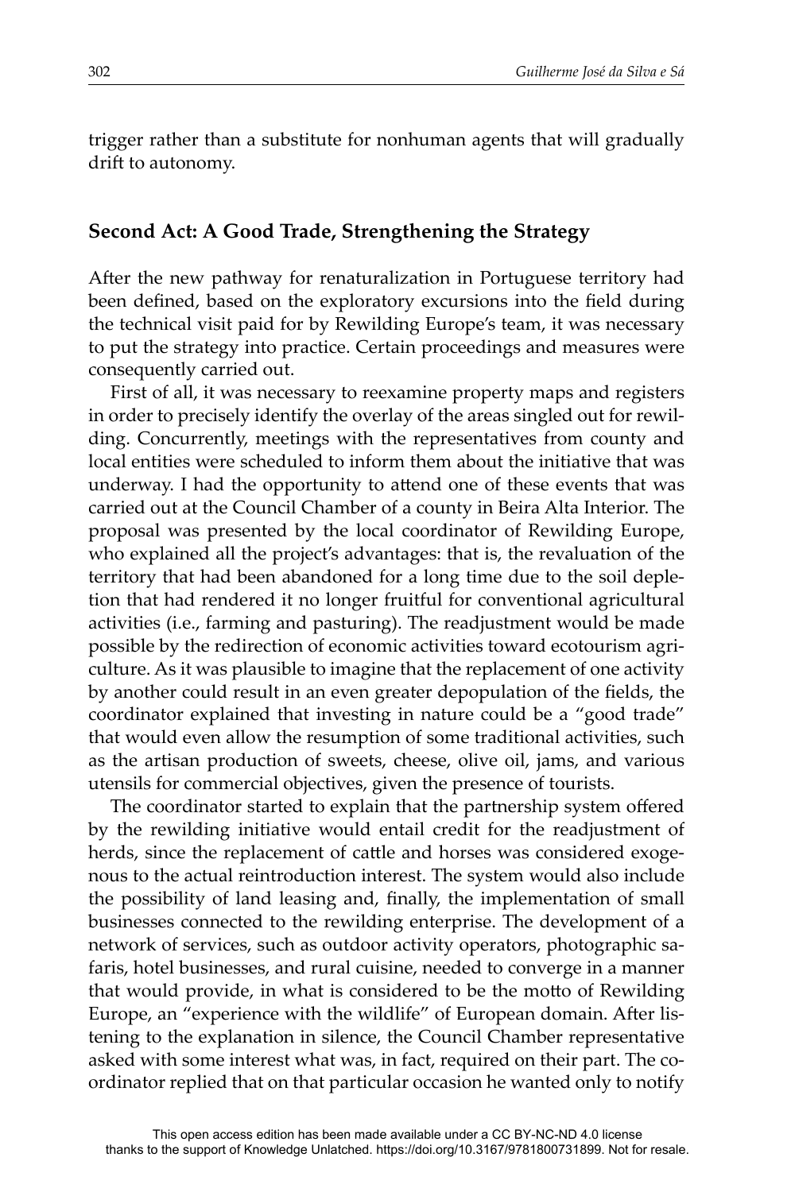trigger rather than a substitute for nonhuman agents that will gradually drift to autonomy.

## Second Act: A Good Trade, Strengthening the Strategy

After the new pathway for renaturalization in Portuguese territory had been defined, based on the exploratory excursions into the field during the technical visit paid for by Rewilding Europe's team, it was necessary to put the strategy into practice. Certain proceedings and measures were consequently carried out.

First of all, it was necessary to reexamine property maps and registers in order to precisely identify the overlay of the areas singled out for rewilding. Concurrently, meetings with the representatives from county and local entities were scheduled to inform them about the initiative that was underway. I had the opportunity to attend one of these events that was carried out at the Council Chamber of a county in Beira Alta Interior. The proposal was presented by the local coordinator of Rewilding Europe, who explained all the project's advantages: that is, the revaluation of the territory that had been abandoned for a long time due to the soil depletion that had rendered it no longer fruitful for conventional agricultural activities (i.e., farming and pasturing). The readjustment would be made possible by the redirection of economic activities toward ecotourism agriculture. As it was plausible to imagine that the replacement of one activity by another could result in an even greater depopulation of the fields, the coordinator explained that investing in nature could be a "good trade" that would even allow the resumption of some traditional activities, such as the artisan production of sweets, cheese, olive oil, jams, and various utensils for commercial objectives, given the presence of tourists.

The coordinator started to explain that the partnership system offered by the rewilding initiative would entail credit for the readjustment of herds, since the replacement of cattle and horses was considered exogenous to the actual reintroduction interest. The system would also include the possibility of land leasing and, finally, the implementation of small businesses connected to the rewilding enterprise. The development of a network of services, such as outdoor activity operators, photographic safaris, hotel businesses, and rural cuisine, needed to converge in a manner that would provide, in what is considered to be the motto of Rewilding Europe, an "experience with the wildlife" of European domain. After listening to the explanation in silence, the Council Chamber representative asked with some interest what was, in fact, required on their part. The coordinator replied that on that particular occasion he wanted only to notify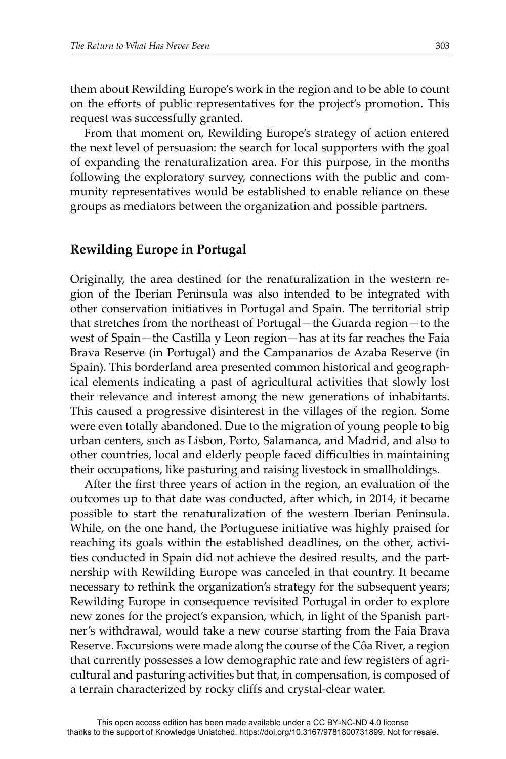them about Rewilding Europe's work in the region and to be able to count on the efforts of public representatives for the project's promotion. This request was successfully granted.

From that moment on, Rewilding Europe's strategy of action entered the next level of persuasion: the search for local supporters with the goal of expanding the renaturalization area. For this purpose, in the months following the exploratory survey, connections with the public and community representatives would be established to enable reliance on these groups as mediators between the organization and possible partners.

## Rewilding Europe in Portugal

Originally, the area destined for the renaturalization in the western region of the Iberian Peninsula was also intended to be integrated with other conservation initiatives in Portugal and Spain. The territorial strip that stretches from the northeast of Portugal—the Guarda region—to the west of Spain—the Castilla y Leon region—has at its far reaches the Faia Brava Reserve (in Portugal) and the Campanarios de Azaba Reserve (in Spain). This borderland area presented common historical and geographical elements indicating a past of agricultural activities that slowly lost their relevance and interest among the new generations of inhabitants. This caused a progressive disinterest in the villages of the region. Some were even totally abandoned. Due to the migration of young people to big urban centers, such as Lisbon, Porto, Salamanca, and Madrid, and also to other countries, local and elderly people faced difficulties in maintaining their occupations, like pasturing and raising livestock in smallholdings.

After the first three years of action in the region, an evaluation of the outcomes up to that date was conducted, after which, in 2014, it became possible to start the renaturalization of the western Iberian Peninsula. While, on the one hand, the Portuguese initiative was highly praised for reaching its goals within the established deadlines, on the other, activities conducted in Spain did not achieve the desired results, and the partnership with Rewilding Europe was canceled in that country. It became necessary to rethink the organization's strategy for the subsequent years; Rewilding Europe in consequence revisited Portugal in order to explore new zones for the project's expansion, which, in light of the Spanish partner's withdrawal, would take a new course starting from the Faia Brava Reserve. Excursions were made along the course of the Côa River, a region that currently possesses a low demographic rate and few registers of agricultural and pasturing activities but that, in compensation, is composed of a terrain characterized by rocky cliffs and crystal-clear water.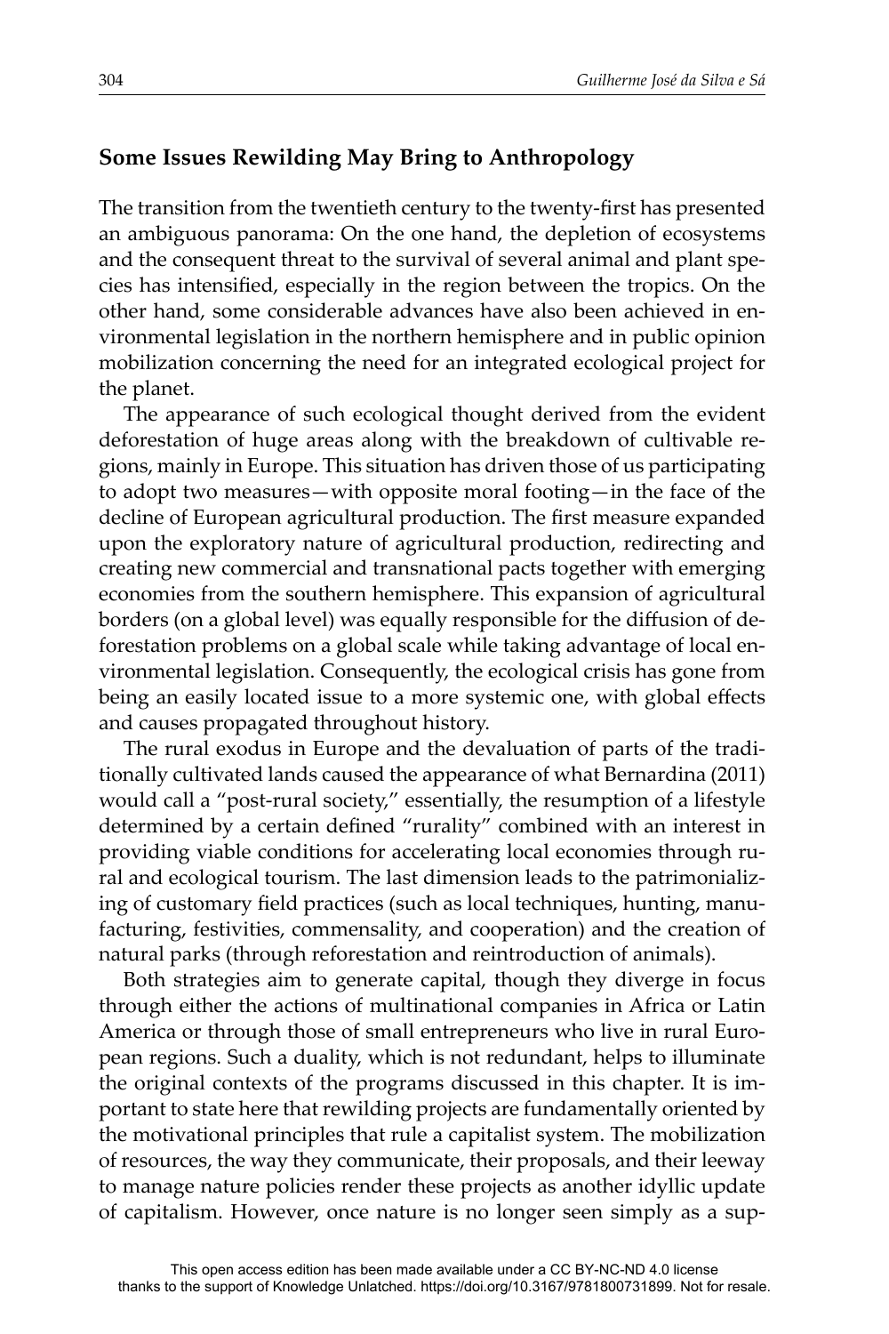## Some Issues Rewilding May Bring to Anthropology

The transition from the twentieth century to the twenty-first has presented an ambiguous panorama: On the one hand, the depletion of ecosystems and the consequent threat to the survival of several animal and plant species has intensified, especially in the region between the tropics. On the other hand, some considerable advances have also been achieved in environmental legislation in the northern hemisphere and in public opinion mobilization concerning the need for an integrated ecological project for the planet.

The appearance of such ecological thought derived from the evident deforestation of huge areas along with the breakdown of cultivable regions, mainly in Europe. This situation has driven those of us participating to adopt two measures—with opposite moral footing—in the face of the decline of European agricultural production. The first measure expanded upon the exploratory nature of agricultural production, redirecting and creating new commercial and transnational pacts together with emerging economies from the southern hemisphere. This expansion of agricultural borders (on a global level) was equally responsible for the diffusion of deforestation problems on a global scale while taking advantage of local environmental legislation. Consequently, the ecological crisis has gone from being an easily located issue to a more systemic one, with global effects and causes propagated throughout history.

The rural exodus in Europe and the devaluation of parts of the traditionally cultivated lands caused the appearance of what Bernardina (2011) would call a "post-rural society," essentially, the resumption of a lifestyle determined by a certain defined "rurality" combined with an interest in providing viable conditions for accelerating local economies through rural and ecological tourism. The last dimension leads to the patrimonializing of customary field practices (such as local techniques, hunting, manufacturing, festivities, commensality, and cooperation) and the creation of natural parks (through reforestation and reintroduction of animals).

Both strategies aim to generate capital, though they diverge in focus through either the actions of multinational companies in Africa or Latin America or through those of small entrepreneurs who live in rural European regions. Such a duality, which is not redundant, helps to illuminate the original contexts of the programs discussed in this chapter. It is important to state here that rewilding projects are fundamentally oriented by the motivational principles that rule a capitalist system. The mobilization of resources, the way they communicate, their proposals, and their leeway to manage nature policies render these projects as another idyllic update of capitalism. However, once nature is no longer seen simply as a sup-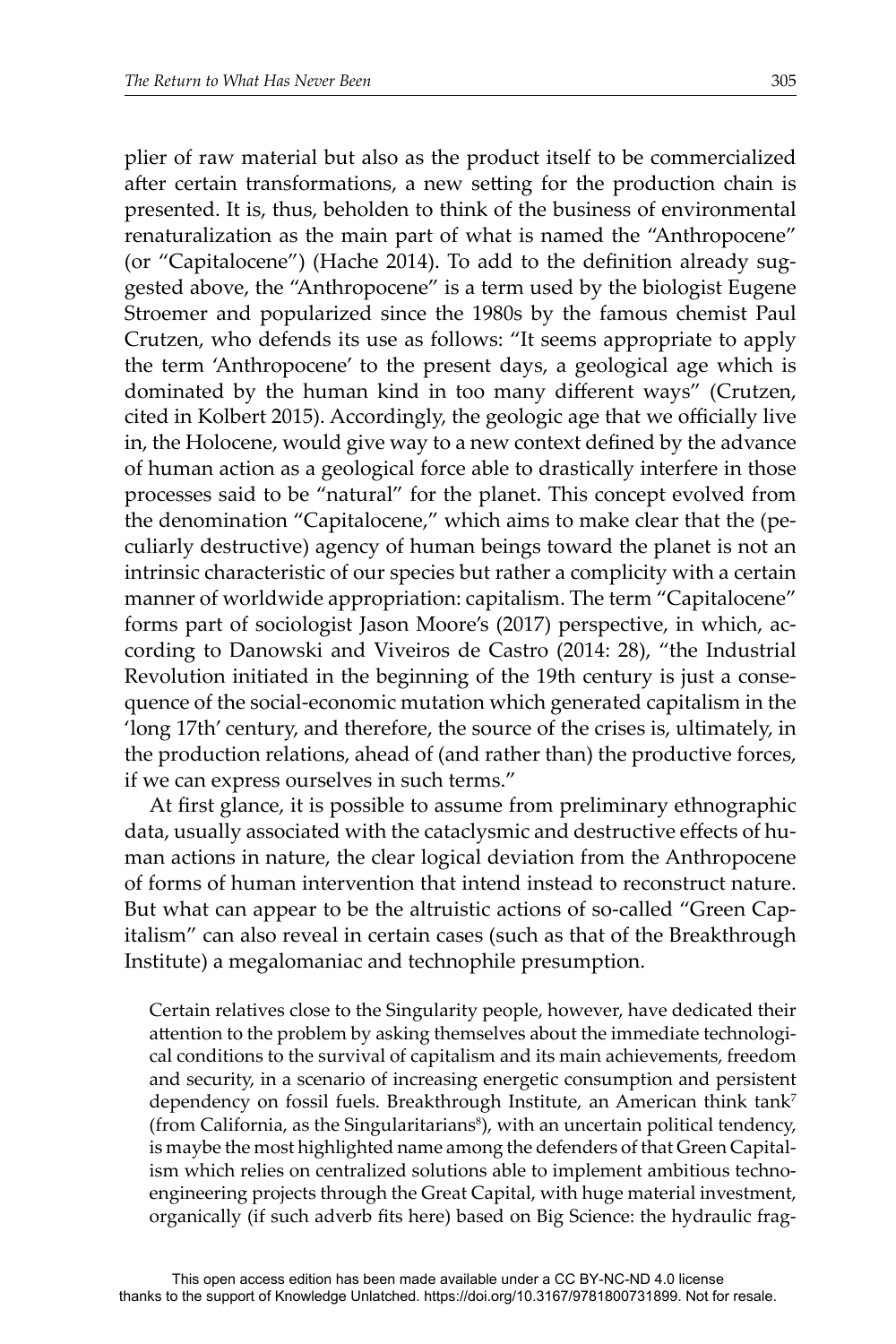plier of raw material but also as the product itself to be commercialized after certain transformations, a new setting for the production chain is presented. It is, thus, beholden to think of the business of environmental renaturalization as the main part of what is named the "Anthropocene" (or "Capitalocene") (Hache 2014). To add to the definition already suggested above, the "Anthropocene" is a term used by the biologist Eugene Stroemer and popularized since the 1980s by the famous chemist Paul Crutzen, who defends its use as follows: "It seems appropriate to apply the term 'Anthropocene' to the present days, a geological age which is dominated by the human kind in too many different ways" (Crutzen, cited in Kolbert 2015). Accordingly, the geologic age that we officially live in, the Holocene, would give way to a new context defined by the advance of human action as a geological force able to drastically interfere in those processes said to be "natural" for the planet. This concept evolved from the denomination "Capitalocene," which aims to make clear that the (peculiarly destructive) agency of human beings toward the planet is not an intrinsic characteristic of our species but rather a complicity with a certain manner of worldwide appropriation: capitalism. The term "Capitalocene" forms part of sociologist Jason Moore's (2017) perspective, in which, according to Danowski and Viveiros de Castro (2014: 28), "the Industrial Revolution initiated in the beginning of the 19th century is just a consequence of the social-economic mutation which generated capitalism in the 'long 17th' century, and therefore, the source of the crises is, ultimately, in the production relations, ahead of (and rather than) the productive forces, if we can express ourselves in such terms."

At first glance, it is possible to assume from preliminary ethnographic data, usually associated with the cataclysmic and destructive effects of human actions in nature, the clear logical deviation from the Anthropocene of forms of human intervention that intend instead to reconstruct nature. But what can appear to be the altruistic actions of so-called "Green Capitalism" can also reveal in certain cases (such as that of the Breakthrough Institute) a megalomaniac and technophile presumption.

> Certain relatives close to the Singularity people, however, have dedicated their attention to the problem by asking themselves about the immediate technological conditions to the survival of capitalism and its main achievements, freedom and security, in a scenario of increasing energetic consumption and persistent dependency on fossil fuels. Breakthrough Institute, an American think tank[7] (from California, as the Singularitarians[8]), with an uncertain political tendency, is maybe the most highlighted name among the defenders of that Green Capitalism which relies on centralized solutions able to implement ambitious techno-engineering projects through the Great Capital, with huge material investment, organically (if such adverb fits here) based on Big Science: the hydraulic frag-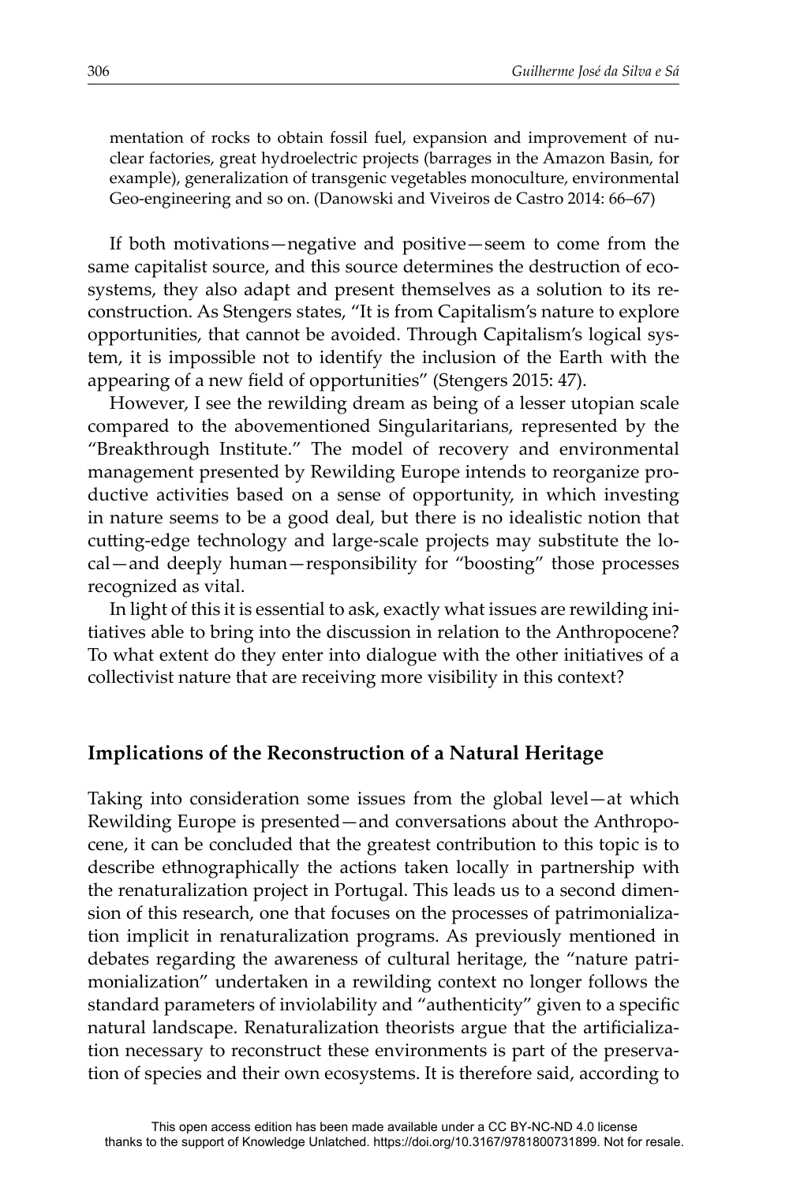mentation of rocks to obtain fossil fuel, expansion and improvement of nuclear factories, great hydroelectric projects (barrages in the Amazon Basin, for example), generalization of transgenic vegetables monoculture, environmental Geo-engineering and so on. (Danowski and Viveiros de Castro 2014: 66–67)

If both motivations—negative and positive—seem to come from the same capitalist source, and this source determines the destruction of ecosystems, they also adapt and present themselves as a solution to its reconstruction. As Stengers states, "It is from Capitalism's nature to explore opportunities, that cannot be avoided. Through Capitalism's logical system, it is impossible not to identify the inclusion of the Earth with the appearing of a new field of opportunities" (Stengers 2015: 47).

However, I see the rewilding dream as being of a lesser utopian scale compared to the abovementioned Singularitarians, represented by the "Breakthrough Institute." The model of recovery and environmental management presented by Rewilding Europe intends to reorganize productive activities based on a sense of opportunity, in which investing in nature seems to be a good deal, but there is no idealistic notion that cutting-edge technology and large-scale projects may substitute the local—and deeply human—responsibility for "boosting" those processes recognized as vital.

In light of this it is essential to ask, exactly what issues are rewilding initiatives able to bring into the discussion in relation to the Anthropocene? To what extent do they enter into dialogue with the other initiatives of a collectivist nature that are receiving more visibility in this context?

## Implications of the Reconstruction of a Natural Heritage

Taking into consideration some issues from the global level—at which Rewilding Europe is presented—and conversations about the Anthropocene, it can be concluded that the greatest contribution to this topic is to describe ethnographically the actions taken locally in partnership with the renaturalization project in Portugal. This leads us to a second dimension of this research, one that focuses on the processes of patrimonialization implicit in renaturalization programs. As previously mentioned in debates regarding the awareness of cultural heritage, the "nature patrimonialization" undertaken in a rewilding context no longer follows the standard parameters of inviolability and "authenticity" given to a specific natural landscape. Renaturalization theorists argue that the artificialization necessary to reconstruct these environments is part of the preservation of species and their own ecosystems. It is therefore said, according to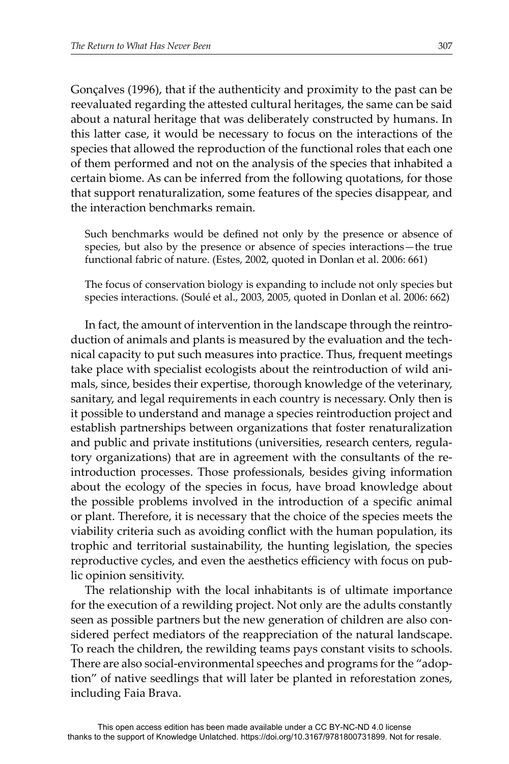Gonçalves (1996), that if the authenticity and proximity to the past can be reevaluated regarding the attested cultural heritages, the same can be said about a natural heritage that was deliberately constructed by humans. In this latter case, it would be necessary to focus on the interactions of the species that allowed the reproduction of the functional roles that each one of them performed and not on the analysis of the species that inhabited a certain biome. As can be inferred from the following quotations, for those that support renaturalization, some features of the species disappear, and the interaction benchmarks remain.

> Such benchmarks would be defined not only by the presence or absence of species, but also by the presence or absence of species interactions—the true functional fabric of nature. (Estes, 2002, quoted in Donlan et al. 2006: 661)

> The focus of conservation biology is expanding to include not only species but species interactions. (Soulé et al., 2003, 2005, quoted in Donlan et al. 2006: 662)

In fact, the amount of intervention in the landscape through the reintroduction of animals and plants is measured by the evaluation and the technical capacity to put such measures into practice. Thus, frequent meetings take place with specialist ecologists about the reintroduction of wild animals, since, besides their expertise, thorough knowledge of the veterinary, sanitary, and legal requirements in each country is necessary. Only then is it possible to understand and manage a species reintroduction project and establish partnerships between organizations that foster renaturalization and public and private institutions (universities, research centers, regulatory organizations) that are in agreement with the consultants of the reintroduction processes. Those professionals, besides giving information about the ecology of the species in focus, have broad knowledge about the possible problems involved in the introduction of a specific animal or plant. Therefore, it is necessary that the choice of the species meets the viability criteria such as avoiding conflict with the human population, its trophic and territorial sustainability, the hunting legislation, the species reproductive cycles, and even the aesthetics efficiency with focus on public opinion sensitivity.

The relationship with the local inhabitants is of ultimate importance for the execution of a rewilding project. Not only are the adults constantly seen as possible partners but the new generation of children are also considered perfect mediators of the reappreciation of the natural landscape. To reach the children, the rewilding teams pays constant visits to schools. There are also social-environmental speeches and programs for the "adoption" of native seedlings that will later be planted in reforestation zones, including Faia Brava.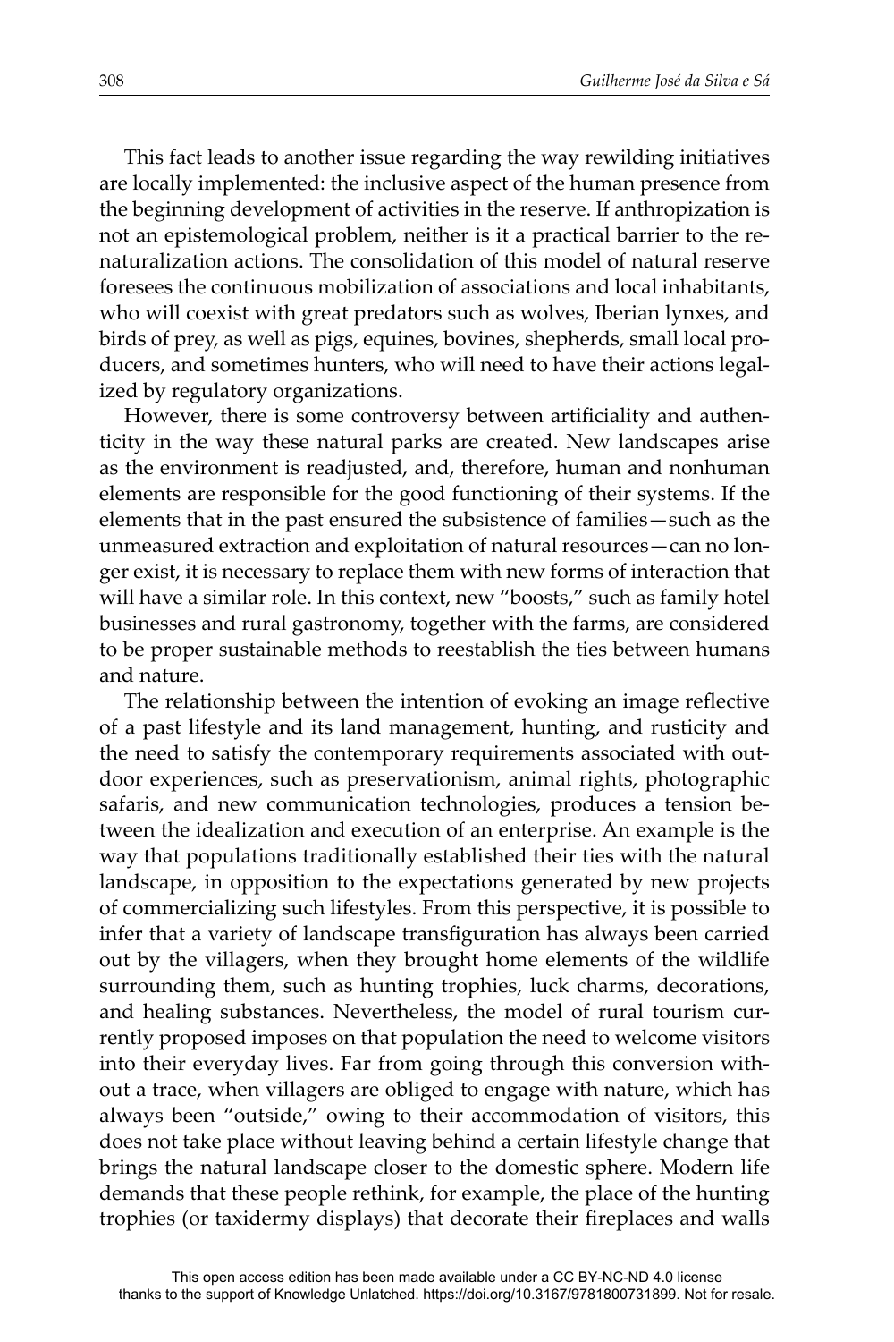This fact leads to another issue regarding the way rewilding initiatives are locally implemented: the inclusive aspect of the human presence from the beginning development of activities in the reserve. If anthropization is not an epistemological problem, neither is it a practical barrier to the renaturalization actions. The consolidation of this model of natural reserve foresees the continuous mobilization of associations and local inhabitants, who will coexist with great predators such as wolves, Iberian lynxes, and birds of prey, as well as pigs, equines, bovines, shepherds, small local producers, and sometimes hunters, who will need to have their actions legalized by regulatory organizations.

However, there is some controversy between artificiality and authenticity in the way these natural parks are created. New landscapes arise as the environment is readjusted, and, therefore, human and nonhuman elements are responsible for the good functioning of their systems. If the elements that in the past ensured the subsistence of families—such as the unmeasured extraction and exploitation of natural resources—can no longer exist, it is necessary to replace them with new forms of interaction that will have a similar role. In this context, new "boosts," such as family hotel businesses and rural gastronomy, together with the farms, are considered to be proper sustainable methods to reestablish the ties between humans and nature.

The relationship between the intention of evoking an image reflective of a past lifestyle and its land management, hunting, and rusticity and the need to satisfy the contemporary requirements associated with outdoor experiences, such as preservationism, animal rights, photographic safaris, and new communication technologies, produces a tension between the idealization and execution of an enterprise. An example is the way that populations traditionally established their ties with the natural landscape, in opposition to the expectations generated by new projects of commercializing such lifestyles. From this perspective, it is possible to infer that a variety of landscape transfiguration has always been carried out by the villagers, when they brought home elements of the wildlife surrounding them, such as hunting trophies, luck charms, decorations, and healing substances. Nevertheless, the model of rural tourism currently proposed imposes on that population the need to welcome visitors into their everyday lives. Far from going through this conversion without a trace, when villagers are obliged to engage with nature, which has always been "outside," owing to their accommodation of visitors, this does not take place without leaving behind a certain lifestyle change that brings the natural landscape closer to the domestic sphere. Modern life demands that these people rethink, for example, the place of the hunting trophies (or taxidermy displays) that decorate their fireplaces and walls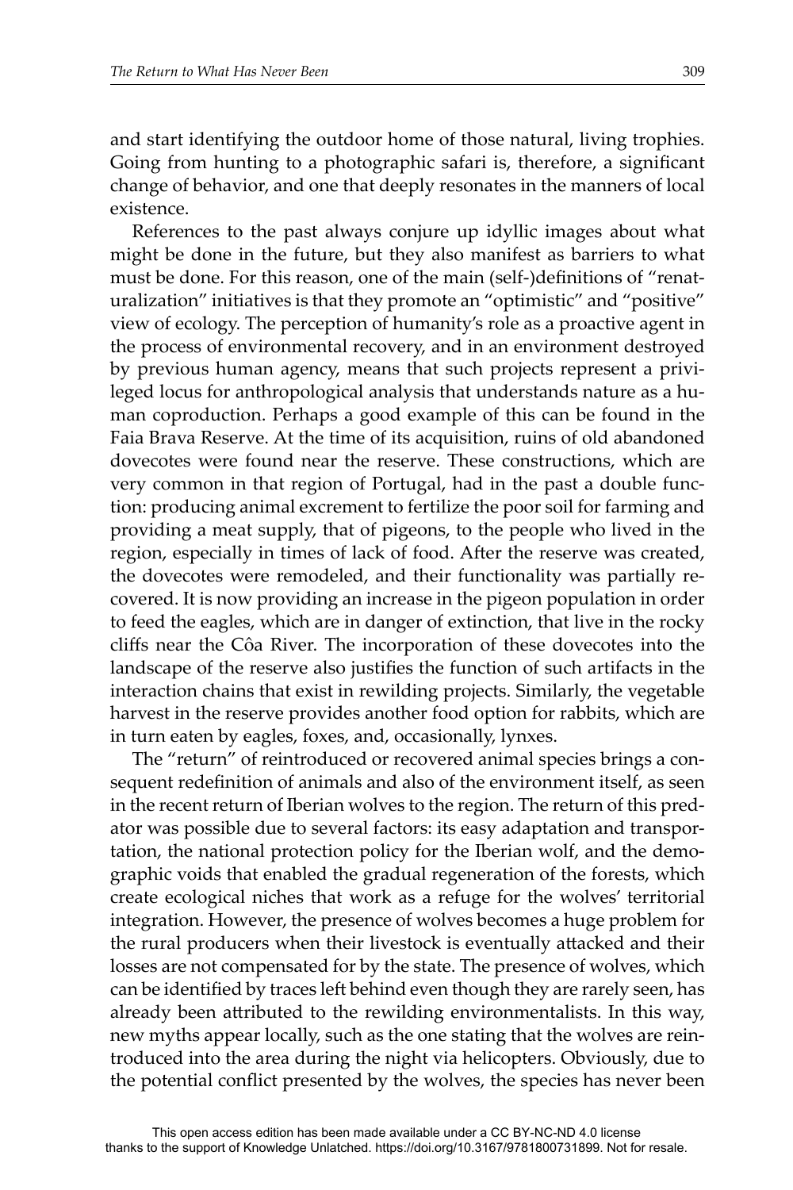and start identifying the outdoor home of those natural, living trophies. Going from hunting to a photographic safari is, therefore, a significant change of behavior, and one that deeply resonates in the manners of local existence.

References to the past always conjure up idyllic images about what might be done in the future, but they also manifest as barriers to what must be done. For this reason, one of the main (self-)definitions of "renaturalization" initiatives is that they promote an "optimistic" and "positive" view of ecology. The perception of humanity's role as a proactive agent in the process of environmental recovery, and in an environment destroyed by previous human agency, means that such projects represent a privileged locus for anthropological analysis that understands nature as a human coproduction. Perhaps a good example of this can be found in the Faia Brava Reserve. At the time of its acquisition, ruins of old abandoned dovecotes were found near the reserve. These constructions, which are very common in that region of Portugal, had in the past a double function: producing animal excrement to fertilize the poor soil for farming and providing a meat supply, that of pigeons, to the people who lived in the region, especially in times of lack of food. After the reserve was created, the dovecotes were remodeled, and their functionality was partially recovered. It is now providing an increase in the pigeon population in order to feed the eagles, which are in danger of extinction, that live in the rocky cliffs near the Côa River. The incorporation of these dovecotes into the landscape of the reserve also justifies the function of such artifacts in the interaction chains that exist in rewilding projects. Similarly, the vegetable harvest in the reserve provides another food option for rabbits, which are in turn eaten by eagles, foxes, and, occasionally, lynxes.

The "return" of reintroduced or recovered animal species brings a consequent redefinition of animals and also of the environment itself, as seen in the recent return of Iberian wolves to the region. The return of this predator was possible due to several factors: its easy adaptation and transportation, the national protection policy for the Iberian wolf, and the demographic voids that enabled the gradual regeneration of the forests, which create ecological niches that work as a refuge for the wolves' territorial integration. However, the presence of wolves becomes a huge problem for the rural producers when their livestock is eventually attacked and their losses are not compensated for by the state. The presence of wolves, which can be identified by traces left behind even though they are rarely seen, has already been attributed to the rewilding environmentalists. In this way, new myths appear locally, such as the one stating that the wolves are reintroduced into the area during the night via helicopters. Obviously, due to the potential conflict presented by the wolves, the species has never been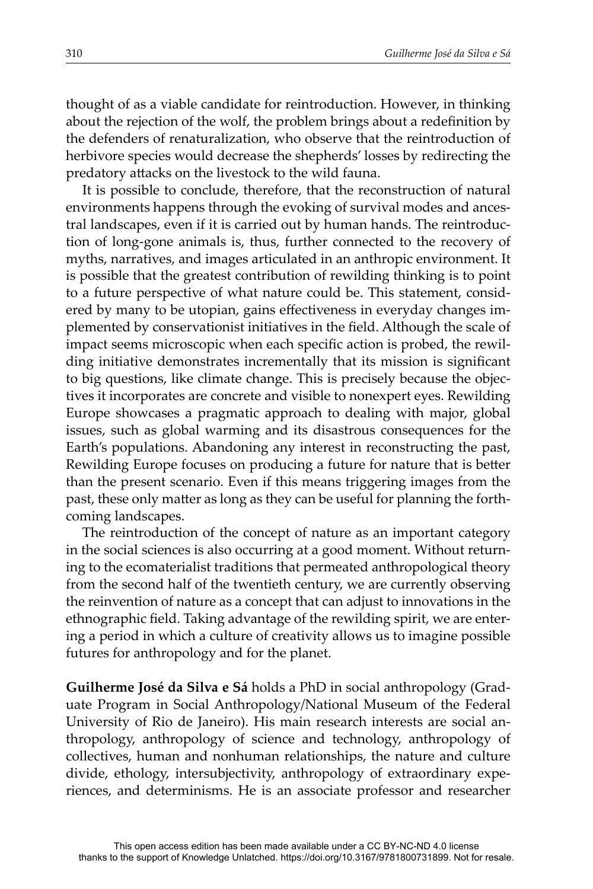thought of as a viable candidate for reintroduction. However, in thinking about the rejection of the wolf, the problem brings about a redefinition by the defenders of renaturalization, who observe that the reintroduction of herbivore species would decrease the shepherds' losses by redirecting the predatory attacks on the livestock to the wild fauna.

It is possible to conclude, therefore, that the reconstruction of natural environments happens through the evoking of survival modes and ancestral landscapes, even if it is carried out by human hands. The reintroduction of long-gone animals is, thus, further connected to the recovery of myths, narratives, and images articulated in an anthropic environment. It is possible that the greatest contribution of rewilding thinking is to point to a future perspective of what nature could be. This statement, considered by many to be utopian, gains effectiveness in everyday changes implemented by conservationist initiatives in the field. Although the scale of impact seems microscopic when each specific action is probed, the rewilding initiative demonstrates incrementally that its mission is significant to big questions, like climate change. This is precisely because the objectives it incorporates are concrete and visible to nonexpert eyes. Rewilding Europe showcases a pragmatic approach to dealing with major, global issues, such as global warming and its disastrous consequences for the Earth's populations. Abandoning any interest in reconstructing the past, Rewilding Europe focuses on producing a future for nature that is better than the present scenario. Even if this means triggering images from the past, these only matter as long as they can be useful for planning the forthcoming landscapes.

The reintroduction of the concept of nature as an important category in the social sciences is also occurring at a good moment. Without returning to the ecomaterialist traditions that permeated anthropological theory from the second half of the twentieth century, we are currently observing the reinvention of nature as a concept that can adjust to innovations in the ethnographic field. Taking advantage of the rewilding spirit, we are entering a period in which a culture of creativity allows us to imagine possible futures for anthropology and for the planet.

**Guilherme José da Silva e Sá** holds a PhD in social anthropology (Graduate Program in Social Anthropology/National Museum of the Federal University of Rio de Janeiro). His main research interests are social anthropology, anthropology of science and technology, anthropology of collectives, human and nonhuman relationships, the nature and culture divide, ethology, intersubjectivity, anthropology of extraordinary experiences, and determinisms. He is an associate professor and researcher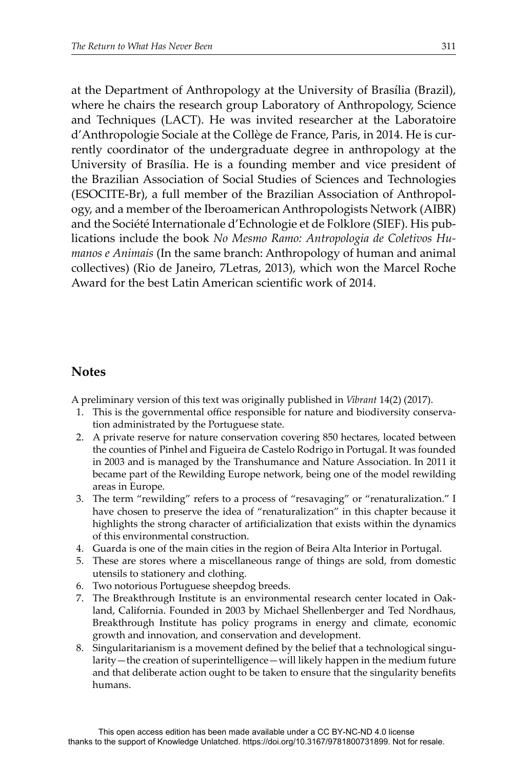at the Department of Anthropology at the University of Brasília (Brazil), where he chairs the research group Laboratory of Anthropology, Science and Techniques (LACT). He was invited researcher at the Laboratoire d'Anthropologie Sociale at the Collège de France, Paris, in 2014. He is currently coordinator of the undergraduate degree in anthropology at the University of Brasília. He is a founding member and vice president of the Brazilian Association of Social Studies of Sciences and Technologies (ESOCITE-Br), a full member of the Brazilian Association of Anthropology, and a member of the Iberoamerican Anthropologists Network (AIBR) and the Société Internationale d'Echnologie et de Folklore (SIEF). His publications include the book *No Mesmo Ramo: Antropologia de Coletivos Humanos e Animais* (In the same branch: Anthropology of human and animal collectives) (Rio de Janeiro, 7Letras, 2013), which won the Marcel Roche Award for the best Latin American scientific work of 2014.

## Notes

A preliminary version of this text was originally published in *Vibrant* 14(2) (2017).

1. This is the governmental office responsible for nature and biodiversity conservation administrated by the Portuguese state.
2. A private reserve for nature conservation covering 850 hectares, located between the counties of Pinhel and Figueira de Castelo Rodrigo in Portugal. It was founded in 2003 and is managed by the Transhumance and Nature Association. In 2011 it became part of the Rewilding Europe network, being one of the model rewilding areas in Europe.
3. The term "rewilding" refers to a process of "resavaging" or "renaturalization." I have chosen to preserve the idea of "renaturalization" in this chapter because it highlights the strong character of artificialization that exists within the dynamics of this environmental construction.
4. Guarda is one of the main cities in the region of Beira Alta Interior in Portugal.
5. These are stores where a miscellaneous range of things are sold, from domestic utensils to stationery and clothing.
6. Two notorious Portuguese sheepdog breeds.
7. The Breakthrough Institute is an environmental research center located in Oakland, California. Founded in 2003 by Michael Shellenberger and Ted Nordhaus, Breakthrough Institute has policy programs in energy and climate, economic growth and innovation, and conservation and development.
8. Singularitarianism is a movement defined by the belief that a technological singularity—the creation of superintelligence—will likely happen in the medium future and that deliberate action ought to be taken to ensure that the singularity benefits humans.

This open access edition has been made available under a CC BY-NC-ND 4.0 license thanks to the support of Knowledge Unlatched. https://doi.org/10.3167/9781800731899. Not for resale.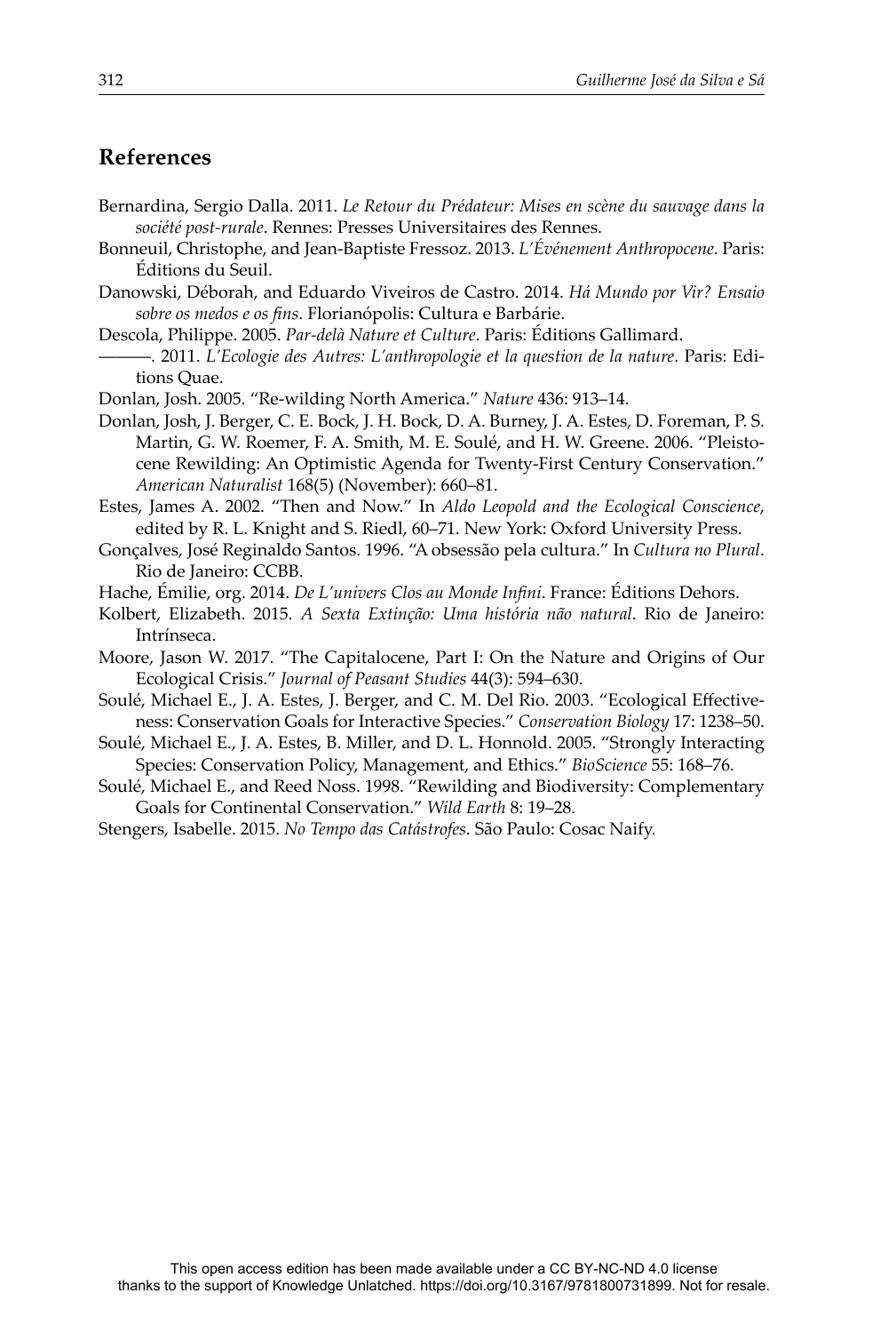## References

Bernardina, Sergio Dalla. 2011. *Le Retour du Prédateur: Mises en scène du sauvage dans la société post-rurale*. Rennes: Presses Universitaires des Rennes.

Bonneuil, Christophe, and Jean-Baptiste Fressoz. 2013. *L'Événement Anthropocene*. Paris: Éditions du Seuil.

Danowski, Déborah, and Eduardo Viveiros de Castro. 2014. *Há Mundo por Vir? Ensaio sobre os medos e os fins*. Florianópolis: Cultura e Barbárie.

Descola, Philippe. 2005. *Par-delà Nature et Culture*. Paris: Éditions Gallimard.

———. 2011. *L'Ecologie des Autres: L'anthropologie et la question de la nature*. Paris: Editions Quae.

Donlan, Josh. 2005. "Re-wilding North America." *Nature* 436: 913–14.

Donlan, Josh, J. Berger, C. E. Bock, J. H. Bock, D. A. Burney, J. A. Estes, D. Foreman, P. S. Martin, G. W. Roemer, F. A. Smith, M. E. Soulé, and H. W. Greene. 2006. "Pleistocene Rewilding: An Optimistic Agenda for Twenty-First Century Conservation." *American Naturalist* 168(5) (November): 660–81.

Estes, James A. 2002. "Then and Now." In *Aldo Leopold and the Ecological Conscience*, edited by R. L. Knight and S. Riedl, 60–71. New York: Oxford University Press.

Gonçalves, José Reginaldo Santos. 1996. "A obsessão pela cultura." In *Cultura no Plural*. Rio de Janeiro: CCBB.

Hache, Émilie, org. 2014. *De L'univers Clos au Monde Infini*. France: Éditions Dehors.

Kolbert, Elizabeth. 2015. *A Sexta Extinção: Uma história não natural*. Rio de Janeiro: Intrínseca.

Moore, Jason W. 2017. "The Capitalocene, Part I: On the Nature and Origins of Our Ecological Crisis." *Journal of Peasant Studies* 44(3): 594–630.

Soulé, Michael E., J. A. Estes, J. Berger, and C. M. Del Rio. 2003. "Ecological Effectiveness: Conservation Goals for Interactive Species." *Conservation Biology* 17: 1238–50.

Soulé, Michael E., J. A. Estes, B. Miller, and D. L. Honnold. 2005. "Strongly Interacting Species: Conservation Policy, Management, and Ethics." *BioScience* 55: 168–76.

Soulé, Michael E., and Reed Noss. 1998. "Rewilding and Biodiversity: Complementary Goals for Continental Conservation." *Wild Earth* 8: 19–28.

Stengers, Isabelle. 2015. *No Tempo das Catástrofes*. São Paulo: Cosac Naify.

This open access edition has been made available under a CC BY-NC-ND 4.0 license thanks to the support of Knowledge Unlatched. https://doi.org/10.3167/9781800731899. Not for resale.